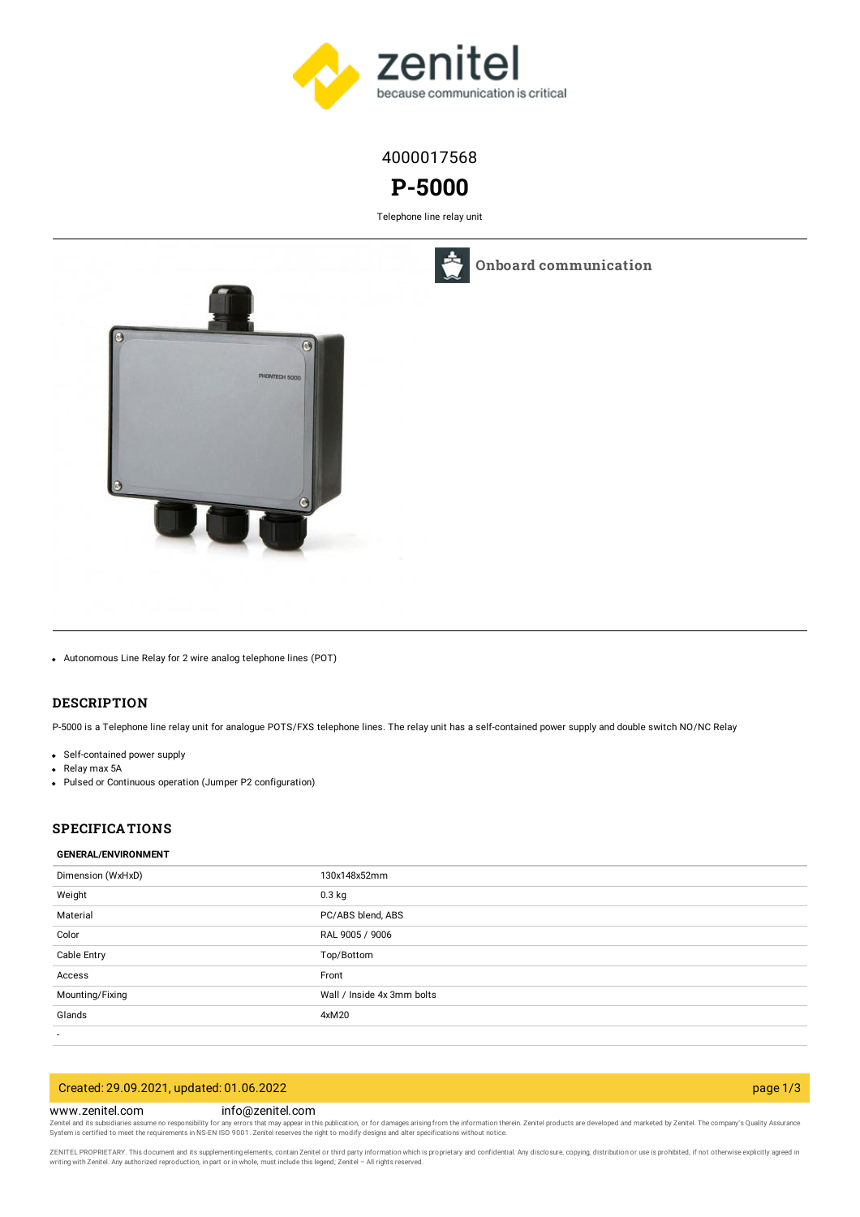4000017568

# P-5000

Telephone line relay unit

Onboard communication

- Autonomous Line Relay for 2 wire analog telephone lines (POT)

## DESCRIPTION

P-5000 is a Telephone line relay unit for analogue POTS/FXS telephone lines. The relay unit has a self-contained power supply and double switch NO/NC Relay

- Self-contained power supply
- Relay max 5A
- Pulsed or Continuous operation (Jumper P2 configuration)

## SPECIFICATIONS

### GENERAL/ENVIRONMENT

| | |
|---|---|
| Dimension (WxHxD) | 130x148x52mm |
| Weight | 0.3 kg |
| Material | PC/ABS blend, ABS |
| Color | RAL 9005 / 9006 |
| Cable Entry | Top/Bottom |
| Access | Front |
| Mounting/Fixing | Wall / Inside 4x 3mm bolts |
| Glands | 4xM20 |
| - | |

Created: 29.09.2021, updated: 01.06.2022

www.zenitel.com info@zenitel.com

Zenitel and its subsidiaries assume no responsibility for any errors that may appear in this publication, or for damages arising from the information therein. Zenitel products are developed and marketed by Zenitel. The company's Quality Assurance System is certified to meet the requirements in NS-EN ISO 9001. Zenitel reserves the right to modify designs and alter specifications without notice.

ZENITEL PROPRIETARY. This document and its supplementing elements, contain Zenitel or third party information which is proprietary and confidential. Any disclosure, copying, distribution or use is prohibited, if not otherwise explicitly agreed in writing with Zenitel. Any authorized reproduction, in part or in whole, must include this legend; Zenitel – All rights reserved.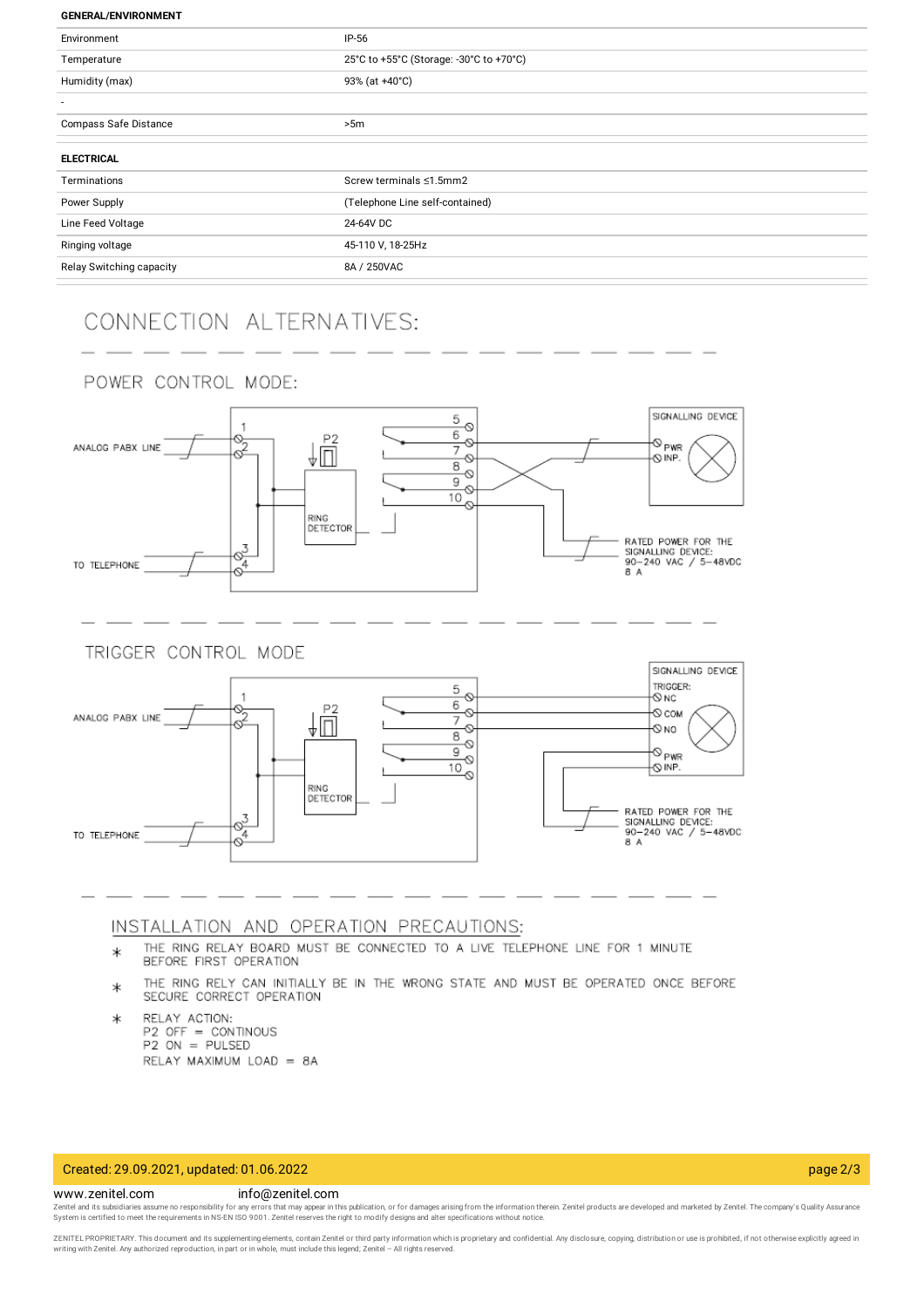| GENERAL/ENVIRONMENT | |
|---|---|
| Environment | IP-56 |
| Temperature | 25°C to +55°C (Storage: -30°C to +70°C) |
| Humidity (max) | 93% (at +40°C) |
| - | |
| Compass Safe Distance | >5m |

| ELECTRICAL | |
|---|---|
| Terminations | Screw terminals ≤1.5mm2 |
| Power Supply | (Telephone Line self-contained) |
| Line Feed Voltage | 24-64V DC |
| Ringing voltage | 45-110 V, 18-25Hz |
| Relay Switching capacity | 8A / 250VAC |

## CONNECTION ALTERNATIVES:

### POWER CONTROL MODE:

ANALOG PABX LINE
TO TELEPHONE
P2
RING DETECTOR
SIGNALLING DEVICE
PWR
INP.
RATED POWER FOR THE SIGNALLING DEVICE: 90–240 VAC / 5–48VDC 8 A

### TRIGGER CONTROL MODE

ANALOG PABX LINE
TO TELEPHONE
P2
RING DETECTOR
SIGNALLING DEVICE
TRIGGER:
NC
COM
NO
PWR
INP.
RATED POWER FOR THE SIGNALLING DEVICE: 90–240 VAC / 5–48VDC 8 A

## INSTALLATION AND OPERATION PRECAUTIONS:

- THE RING RELAY BOARD MUST BE CONNECTED TO A LIVE TELEPHONE LINE FOR 1 MINUTE BEFORE FIRST OPERATION
- THE RING RELY CAN INITIALLY BE IN THE WRONG STATE AND MUST BE OPERATED ONCE BEFORE SECURE CORRECT OPERATION
- RELAY ACTION:
  P2 OFF = CONTINOUS
  P2 ON = PULSED
  RELAY MAXIMUM LOAD = 8A

Created: 29.09.2021, updated: 01.06.2022

www.zenitel.com info@zenitel.com

Zenitel and its subsidiaries assume no responsibility for any errors that may appear in this publication, or for damages arising from the information therein. Zenitel products are developed and marketed by Zenitel. The company's Quality Assurance System is certified to meet the requirements in NS-EN ISO 9001. Zenitel reserves the right to modify designs and alter specifications without notice.

ZENITEL PROPRIETARY. This document and its supplementing elements, contain Zenitel or third party information which is proprietary and confidential. Any disclosure, copying, distribution or use is prohibited, if not otherwise explicitly agreed in writing with Zenitel. Any authorized reproduction, in part or in whole, must include this legend; Zenitel – All rights reserved.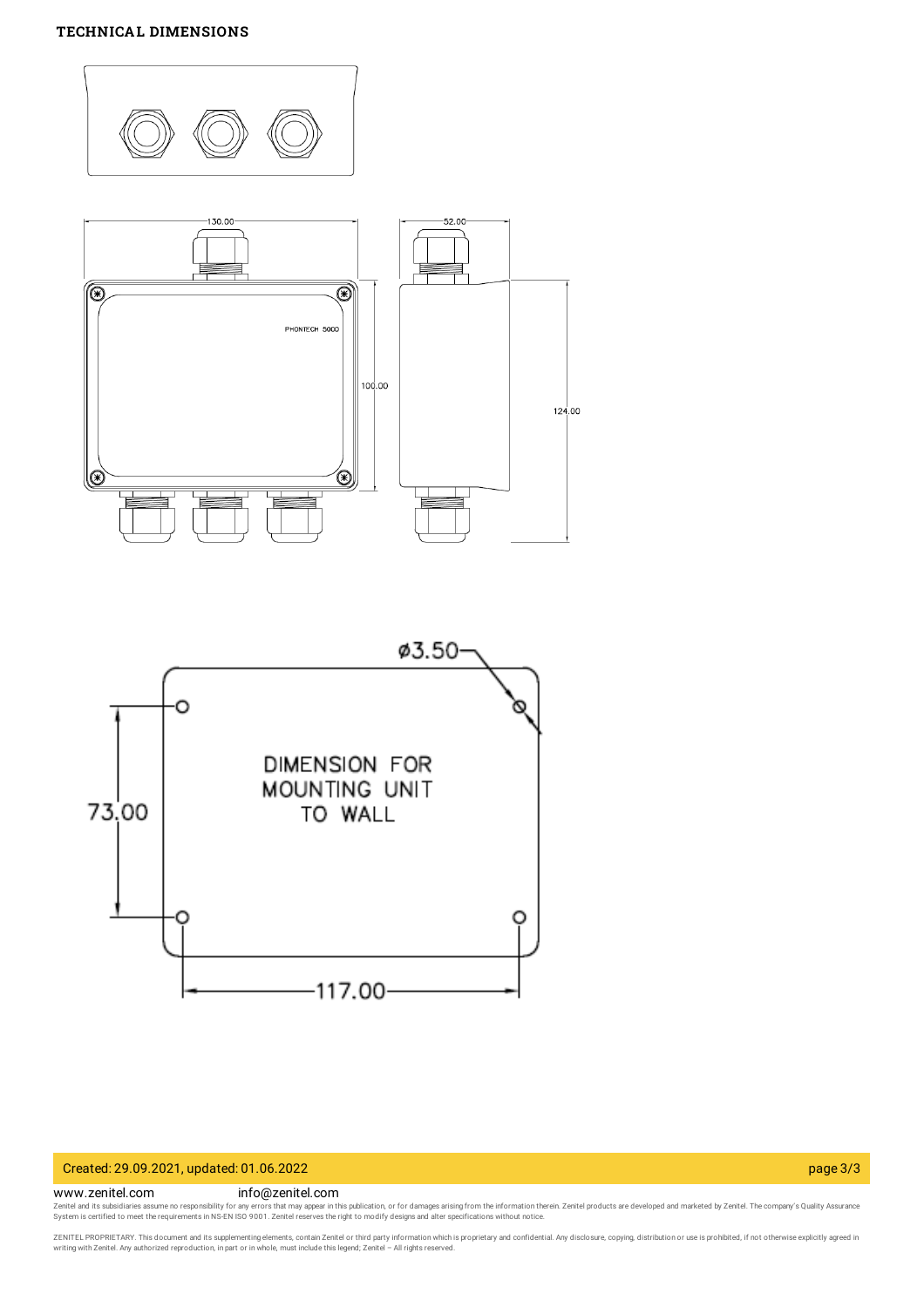### TECHNICAL DIMENSIONS

130.00

52.00

PHONTECH 5000

100.00

124.00

ø3.50

DIMENSION FOR MOUNTING UNIT TO WALL

73.00

117.00

www.zenitel.com info@zenitel.com

Zenitel and its subsidiaries assume no responsibility for any errors that may appear in this publication, or for damages arising from the information therein. Zenitel products are developed and marketed by Zenitel. The company's Quality Assurance System is certified to meet the requirements in NS-EN ISO 9001. Zenitel reserves the right to modify designs and alter specifications without notice.

ZENITEL PROPRIETARY. This document and its supplementing elements, contain Zenitel or third party information which is proprietary and confidential. Any disclosure, copying, distribution or use is prohibited, if not otherwise explicitly agreed in writing with Zenitel. Any authorized reproduction, in part or in whole, must include this legend; Zenitel – All rights reserved.